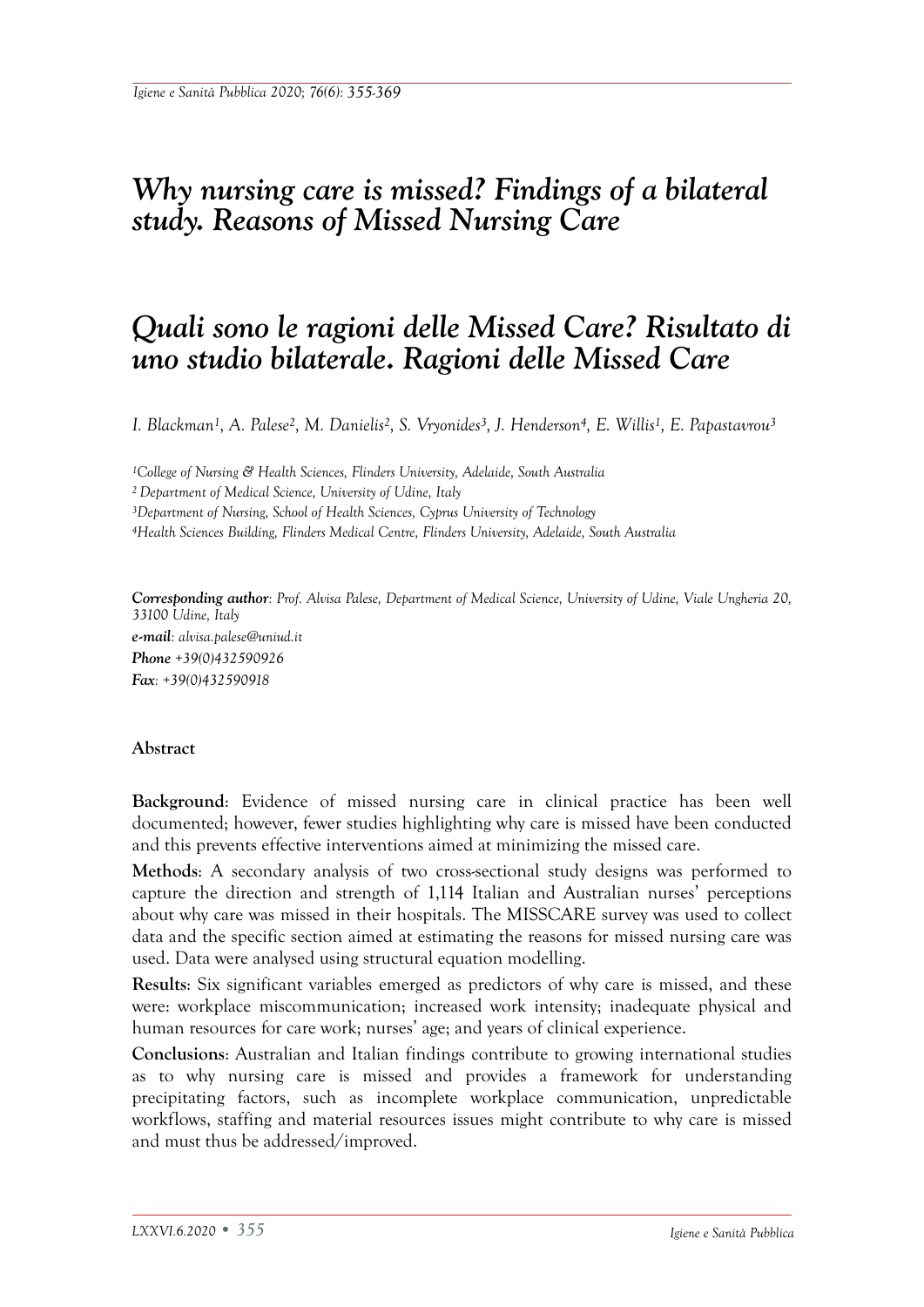# *Why nursing care is missed? Findings of a bilateral study. Reasons of Missed Nursing Care*

# *Quali sono le ragioni delle Missed Care? Risultato di uno studio bilaterale. Ragioni delle Missed Care*

*I. Blackman[1], A. Palese[2], M. Danielis[2], S. Vryonides[3], J. Henderson[4], E. Willis[1], E. Papastavrou[3]*

*[1]College of Nursing & Health Sciences, Flinders University, Adelaide, South Australia*
*[2] Department of Medical Science, University of Udine, Italy*
*[3]Department of Nursing, School of Health Sciences, Cyprus University of Technology*
*[4]Health Sciences Building, Flinders Medical Centre, Flinders University, Adelaide, South Australia*

***Corresponding author**: Prof. Alvisa Palese, Department of Medical Science, University of Udine, Viale Ungheria 20, 33100 Udine, Italy*
***e-mail**: alvisa.palese@uniud.it*
***Phone** +39(0)432590926*
***Fax**: +39(0)432590918*

## Abstract

**Background**: Evidence of missed nursing care in clinical practice has been well documented; however, fewer studies highlighting why care is missed have been conducted and this prevents effective interventions aimed at minimizing the missed care.

**Methods**: A secondary analysis of two cross-sectional study designs was performed to capture the direction and strength of 1,114 Italian and Australian nurses' perceptions about why care was missed in their hospitals. The MISSCARE survey was used to collect data and the specific section aimed at estimating the reasons for missed nursing care was used. Data were analysed using structural equation modelling.

**Results**: Six significant variables emerged as predictors of why care is missed, and these were: workplace miscommunication; increased work intensity; inadequate physical and human resources for care work; nurses' age; and years of clinical experience.

**Conclusions**: Australian and Italian findings contribute to growing international studies as to why nursing care is missed and provides a framework for understanding precipitating factors, such as incomplete workplace communication, unpredictable workflows, staffing and material resources issues might contribute to why care is missed and must thus be addressed/improved.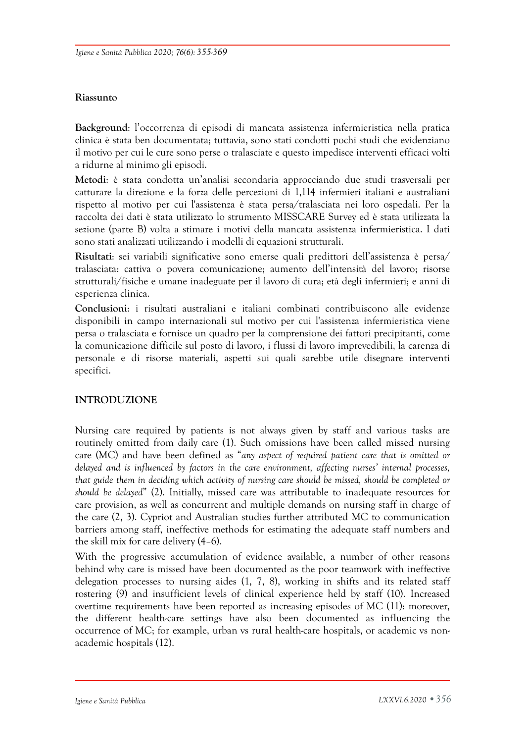**Riassunto**

**Background**: l'occorrenza di episodi di mancata assistenza infermieristica nella pratica clinica è stata ben documentata; tuttavia, sono stati condotti pochi studi che evidenziano il motivo per cui le cure sono perse o tralasciate e questo impedisce interventi efficaci volti a ridurne al minimo gli episodi.

**Metodi**: è stata condotta un'analisi secondaria approcciando due studi trasversali per catturare la direzione e la forza delle percezioni di 1,114 infermieri italiani e australiani rispetto al motivo per cui l'assistenza è stata persa/tralasciata nei loro ospedali. Per la raccolta dei dati è stata utilizzato lo strumento MISSCARE Survey ed è stata utilizzata la sezione (parte B) volta a stimare i motivi della mancata assistenza infermieristica. I dati sono stati analizzati utilizzando i modelli di equazioni strutturali.

**Risultati**: sei variabili significative sono emerse quali predittori dell'assistenza è persa/tralasciata: cattiva o povera comunicazione; aumento dell'intensità del lavoro; risorse strutturali/fisiche e umane inadeguate per il lavoro di cura; età degli infermieri; e anni di esperienza clinica.

**Conclusioni**: i risultati australiani e italiani combinati contribuiscono alle evidenze disponibili in campo internazionali sul motivo per cui l'assistenza infermieristica viene persa o tralasciata e fornisce un quadro per la comprensione dei fattori precipitanti, come la comunicazione difficile sul posto di lavoro, i flussi di lavoro imprevedibili, la carenza di personale e di risorse materiali, aspetti sui quali sarebbe utile disegnare interventi specifici.

## INTRODUZIONE

Nursing care required by patients is not always given by staff and various tasks are routinely omitted from daily care (1). Such omissions have been called missed nursing care (MC) and have been defined as "*any aspect of required patient care that is omitted or delayed and is influenced by factors in the care environment, affecting nurses' internal processes, that guide them in deciding which activity of nursing care should be missed, should be completed or should be delayed*" (2). Initially, missed care was attributable to inadequate resources for care provision, as well as concurrent and multiple demands on nursing staff in charge of the care (2, 3). Cypriot and Australian studies further attributed MC to communication barriers among staff, ineffective methods for estimating the adequate staff numbers and the skill mix for care delivery (4–6).

With the progressive accumulation of evidence available, a number of other reasons behind why care is missed have been documented as the poor teamwork with ineffective delegation processes to nursing aides (1, 7, 8), working in shifts and its related staff rostering (9) and insufficient levels of clinical experience held by staff (10). Increased overtime requirements have been reported as increasing episodes of MC (11): moreover, the different health-care settings have also been documented as influencing the occurrence of MC; for example, urban vs rural health-care hospitals, or academic vs non-academic hospitals (12).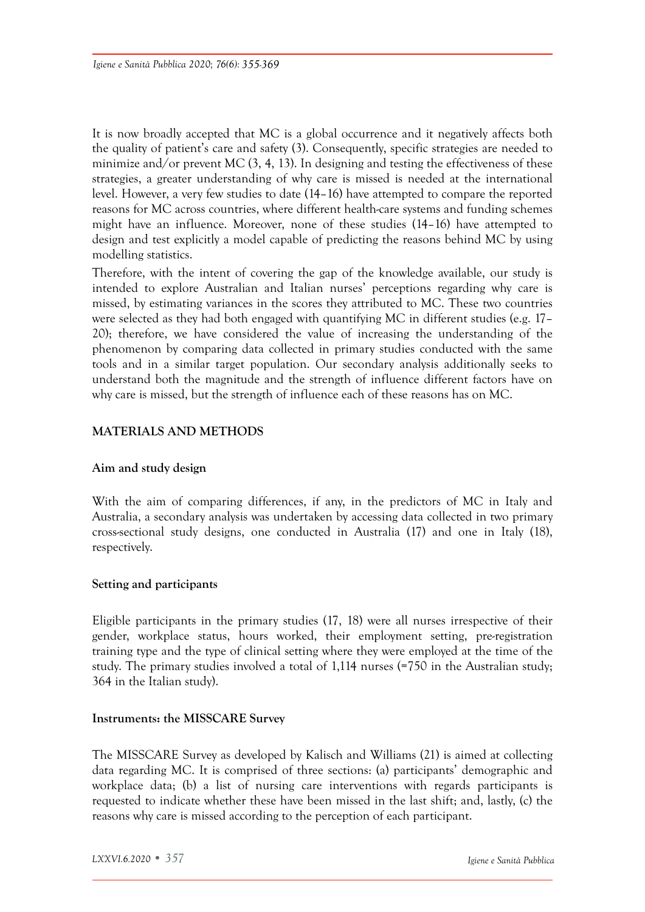It is now broadly accepted that MC is a global occurrence and it negatively affects both the quality of patient's care and safety (3). Consequently, specific strategies are needed to minimize and/or prevent MC (3, 4, 13). In designing and testing the effectiveness of these strategies, a greater understanding of why care is missed is needed at the international level. However, a very few studies to date (14–16) have attempted to compare the reported reasons for MC across countries, where different health-care systems and funding schemes might have an influence. Moreover, none of these studies (14–16) have attempted to design and test explicitly a model capable of predicting the reasons behind MC by using modelling statistics.

Therefore, with the intent of covering the gap of the knowledge available, our study is intended to explore Australian and Italian nurses' perceptions regarding why care is missed, by estimating variances in the scores they attributed to MC. These two countries were selected as they had both engaged with quantifying MC in different studies (e.g. 17–20); therefore, we have considered the value of increasing the understanding of the phenomenon by comparing data collected in primary studies conducted with the same tools and in a similar target population. Our secondary analysis additionally seeks to understand both the magnitude and the strength of influence different factors have on why care is missed, but the strength of influence each of these reasons has on MC.

## MATERIALS AND METHODS

### Aim and study design

With the aim of comparing differences, if any, in the predictors of MC in Italy and Australia, a secondary analysis was undertaken by accessing data collected in two primary cross-sectional study designs, one conducted in Australia (17) and one in Italy (18), respectively.

### Setting and participants

Eligible participants in the primary studies (17, 18) were all nurses irrespective of their gender, workplace status, hours worked, their employment setting, pre-registration training type and the type of clinical setting where they were employed at the time of the study. The primary studies involved a total of 1,114 nurses (=750 in the Australian study; 364 in the Italian study).

### Instruments: the MISSCARE Survey

The MISSCARE Survey as developed by Kalisch and Williams (21) is aimed at collecting data regarding MC. It is comprised of three sections: (a) participants' demographic and workplace data; (b) a list of nursing care interventions with regards participants is requested to indicate whether these have been missed in the last shift; and, lastly, (c) the reasons why care is missed according to the perception of each participant.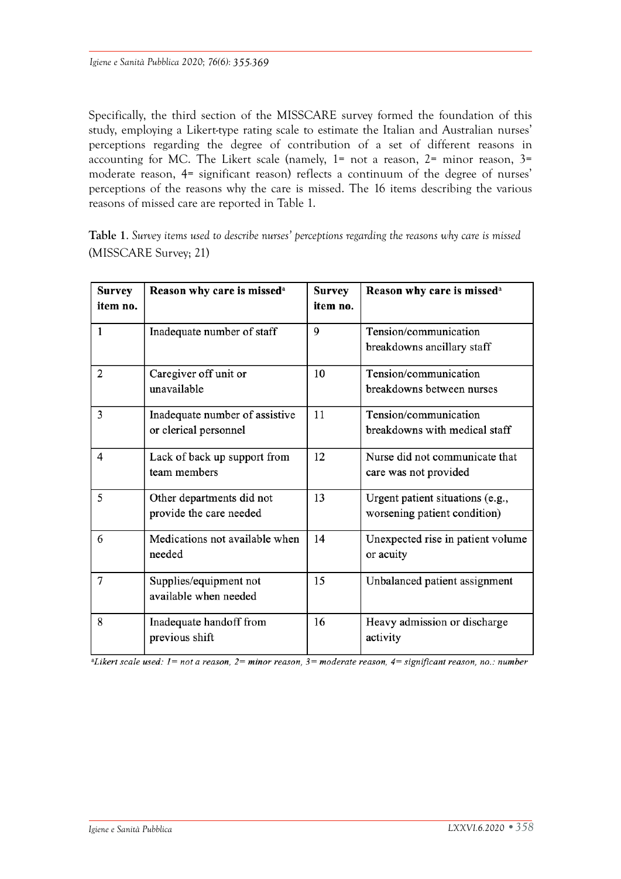Specifically, the third section of the MISSCARE survey formed the foundation of this study, employing a Likert-type rating scale to estimate the Italian and Australian nurses' perceptions regarding the degree of contribution of a set of different reasons in accounting for MC. The Likert scale (namely, 1= not a reason, 2= minor reason, 3= moderate reason, 4= significant reason) reflects a continuum of the degree of nurses' perceptions of the reasons why the care is missed. The 16 items describing the various reasons of missed care are reported in Table 1.

**Table 1.** *Survey items used to describe nurses' perceptions regarding the reasons why care is missed* (MISSCARE Survey; 21)

| Survey item no. | Reason why care is missed[a] | Survey item no. | Reason why care is missed[a] |
|---|---|---|---|
| 1 | Inadequate number of staff | 9 | Tension/communication breakdowns ancillary staff |
| 2 | Caregiver off unit or unavailable | 10 | Tension/communication breakdowns between nurses |
| 3 | Inadequate number of assistive or clerical personnel | 11 | Tension/communication breakdowns with medical staff |
| 4 | Lack of back up support from team members | 12 | Nurse did not communicate that care was not provided |
| 5 | Other departments did not provide the care needed | 13 | Urgent patient situations (e.g., worsening patient condition) |
| 6 | Medications not available when needed | 14 | Unexpected rise in patient volume or acuity |
| 7 | Supplies/equipment not available when needed | 15 | Unbalanced patient assignment |
| 8 | Inadequate handoff from previous shift | 16 | Heavy admission or discharge activity |

[a]*Likert scale used: 1= not a reason, 2= minor reason, 3= moderate reason, 4= significant reason, no.: number*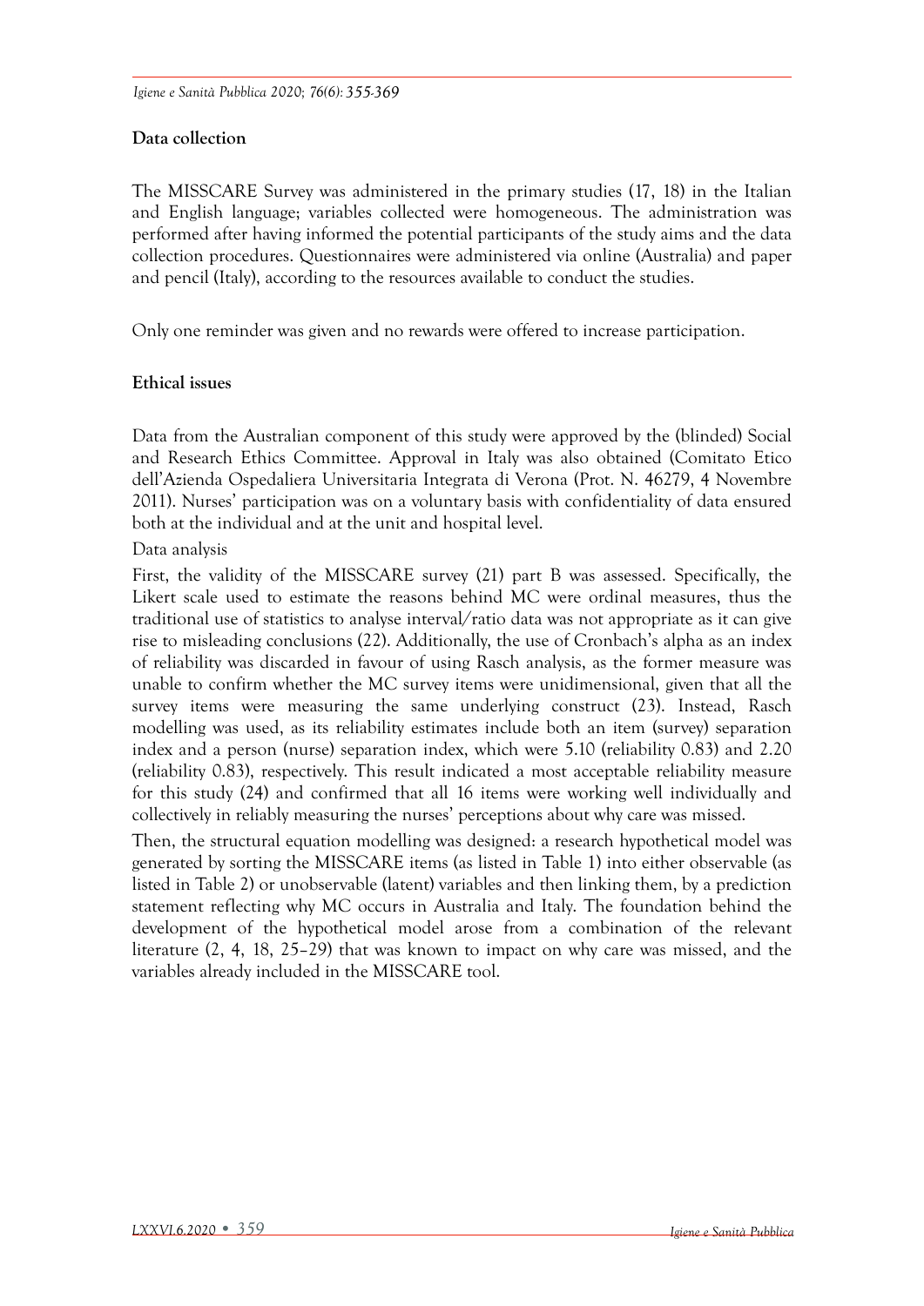## Data collection

The MISSCARE Survey was administered in the primary studies (17, 18) in the Italian and English language; variables collected were homogeneous. The administration was performed after having informed the potential participants of the study aims and the data collection procedures. Questionnaires were administered via online (Australia) and paper and pencil (Italy), according to the resources available to conduct the studies.

Only one reminder was given and no rewards were offered to increase participation.

## Ethical issues

Data from the Australian component of this study were approved by the (blinded) Social and Research Ethics Committee. Approval in Italy was also obtained (Comitato Etico dell'Azienda Ospedaliera Universitaria Integrata di Verona (Prot. N. 46279, 4 Novembre 2011). Nurses' participation was on a voluntary basis with confidentiality of data ensured both at the individual and at the unit and hospital level.

Data analysis

First, the validity of the MISSCARE survey (21) part B was assessed. Specifically, the Likert scale used to estimate the reasons behind MC were ordinal measures, thus the traditional use of statistics to analyse interval/ratio data was not appropriate as it can give rise to misleading conclusions (22). Additionally, the use of Cronbach's alpha as an index of reliability was discarded in favour of using Rasch analysis, as the former measure was unable to confirm whether the MC survey items were unidimensional, given that all the survey items were measuring the same underlying construct (23). Instead, Rasch modelling was used, as its reliability estimates include both an item (survey) separation index and a person (nurse) separation index, which were 5.10 (reliability 0.83) and 2.20 (reliability 0.83), respectively. This result indicated a most acceptable reliability measure for this study (24) and confirmed that all 16 items were working well individually and collectively in reliably measuring the nurses' perceptions about why care was missed.

Then, the structural equation modelling was designed: a research hypothetical model was generated by sorting the MISSCARE items (as listed in Table 1) into either observable (as listed in Table 2) or unobservable (latent) variables and then linking them, by a prediction statement reflecting why MC occurs in Australia and Italy. The foundation behind the development of the hypothetical model arose from a combination of the relevant literature (2, 4, 18, 25–29) that was known to impact on why care was missed, and the variables already included in the MISSCARE tool.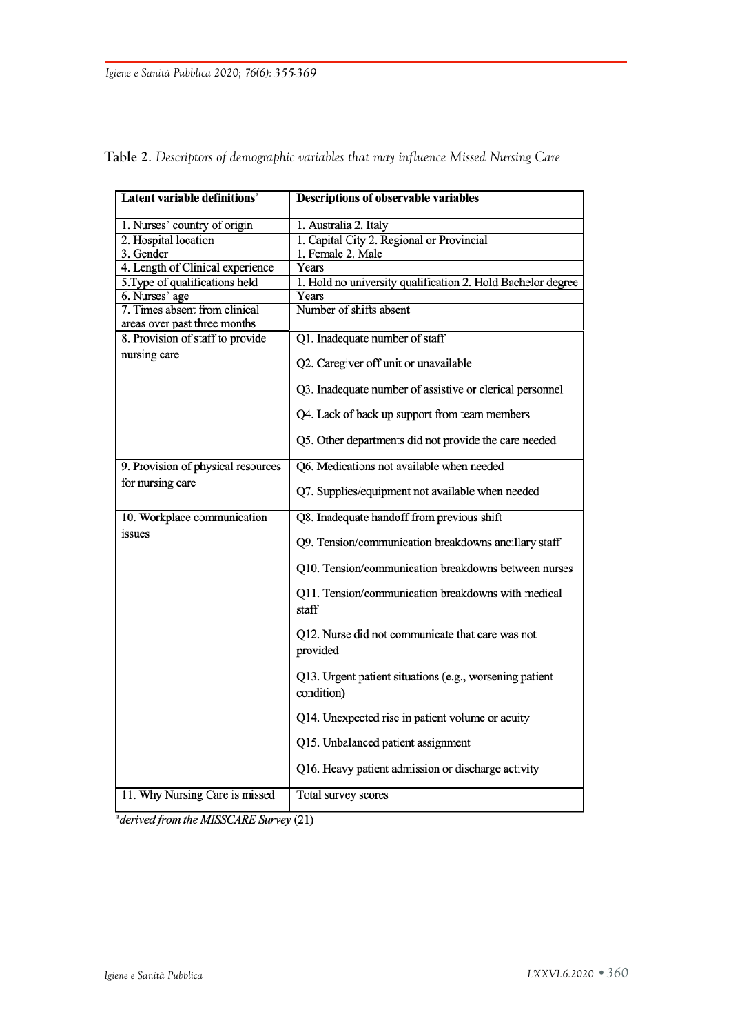**Table 2.** *Descriptors of demographic variables that may influence Missed Nursing Care*

| Latent variable definitions[a] | Descriptions of observable variables |
|---|---|
| 1. Nurses' country of origin | 1. Australia 2. Italy |
| 2. Hospital location | 1. Capital City 2. Regional or Provincial |
| 3. Gender | 1. Female 2. Male |
| 4. Length of Clinical experience | Years |
| 5.Type of qualifications held | 1. Hold no university qualification 2. Hold Bachelor degree |
| 6. Nurses' age | Years |
| 7. Times absent from clinical areas over past three months | Number of shifts absent |
| 8. Provision of staff to provide nursing care | Q1. Inadequate number of staff<br>Q2. Caregiver off unit or unavailable<br>Q3. Inadequate number of assistive or clerical personnel<br>Q4. Lack of back up support from team members<br>Q5. Other departments did not provide the care needed |
| 9. Provision of physical resources for nursing care | Q6. Medications not available when needed<br>Q7. Supplies/equipment not available when needed |
| 10. Workplace communication issues | Q8. Inadequate handoff from previous shift<br>Q9. Tension/communication breakdowns ancillary staff<br>Q10. Tension/communication breakdowns between nurses<br>Q11. Tension/communication breakdowns with medical staff<br>Q12. Nurse did not communicate that care was not provided<br>Q13. Urgent patient situations (e.g., worsening patient condition)<br>Q14. Unexpected rise in patient volume or acuity<br>Q15. Unbalanced patient assignment<br>Q16. Heavy patient admission or discharge activity |
| 11. Why Nursing Care is missed | Total survey scores |

[a]*derived from the MISSCARE Survey* (21)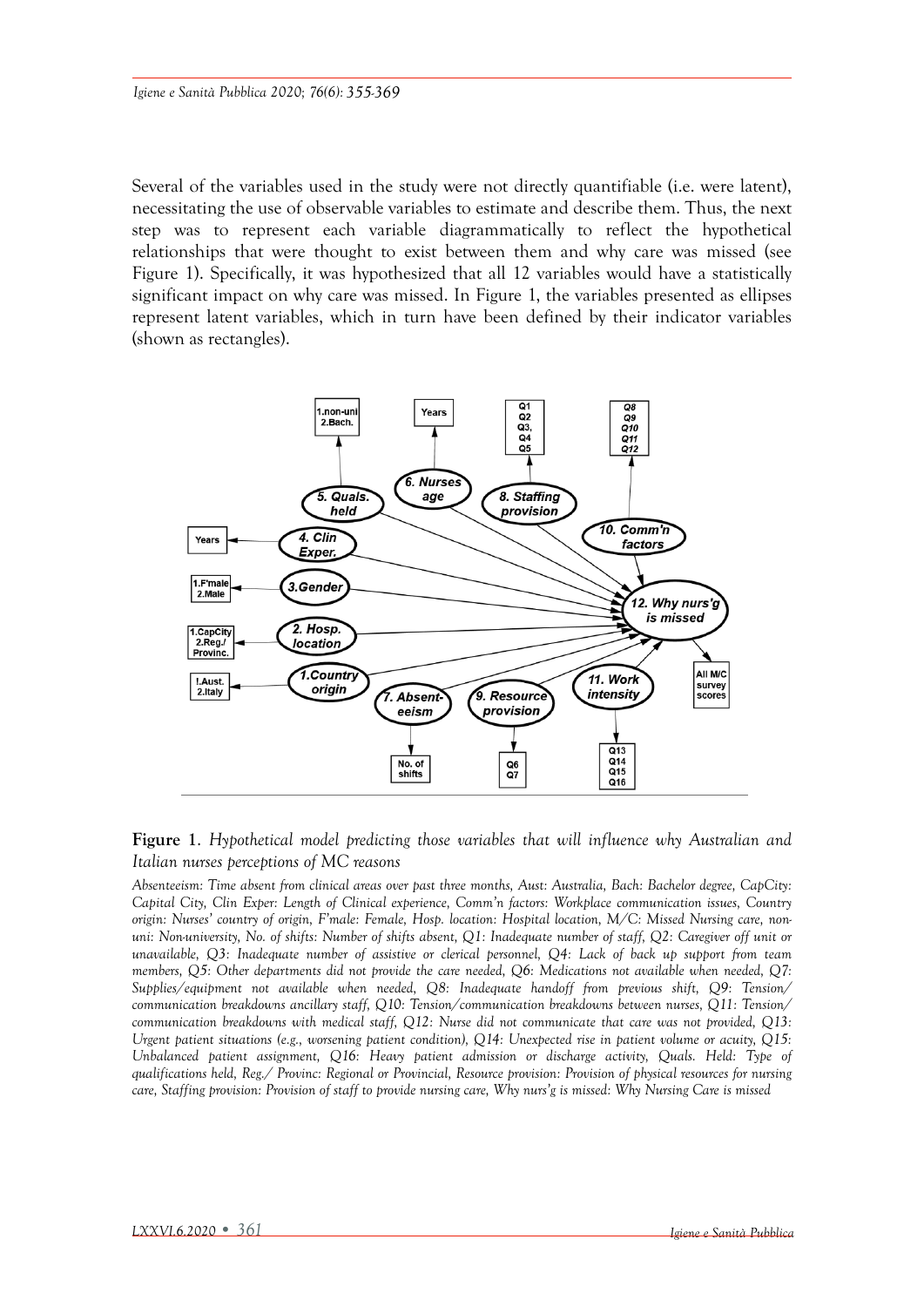Several of the variables used in the study were not directly quantifiable (i.e. were latent), necessitating the use of observable variables to estimate and describe them. Thus, the next step was to represent each variable diagrammatically to reflect the hypothetical relationships that were thought to exist between them and why care was missed (see Figure 1). Specifically, it was hypothesized that all 12 variables would have a statistically significant impact on why care was missed. In Figure 1, the variables presented as ellipses represent latent variables, which in turn have been defined by their indicator variables (shown as rectangles).

**Figure 1**. *Hypothetical model predicting those variables that will influence why Australian and Italian nurses perceptions of MC reasons*

*Absenteeism: Time absent from clinical areas over past three months, Aust: Australia, Bach: Bachelor degree, CapCity: Capital City, Clin Exper: Length of Clinical experience, Comm'n factors: Workplace communication issues, Country origin: Nurses' country of origin, F'male: Female, Hosp. location: Hospital location, M/C: Missed Nursing care, non-uni: Non-university, No. of shifts: Number of shifts absent, Q1: Inadequate number of staff, Q2: Caregiver off unit or unavailable, Q3: Inadequate number of assistive or clerical personnel, Q4: Lack of back up support from team members, Q5: Other departments did not provide the care needed, Q6: Medications not available when needed, Q7: Supplies/equipment not available when needed, Q8: Inadequate handoff from previous shift, Q9: Tension/communication breakdowns ancillary staff, Q10: Tension/communication breakdowns between nurses, Q11: Tension/communication breakdowns with medical staff, Q12: Nurse did not communicate that care was not provided, Q13: Urgent patient situations (e.g., worsening patient condition), Q14: Unexpected rise in patient volume or acuity, Q15: Unbalanced patient assignment, Q16: Heavy patient admission or discharge activity, Quals. Held: Type of qualifications held, Reg./ Provinc: Regional or Provincial, Resource provision: Provision of physical resources for nursing care, Staffing provision: Provision of staff to provide nursing care, Why nurs'g is missed: Why Nursing Care is missed*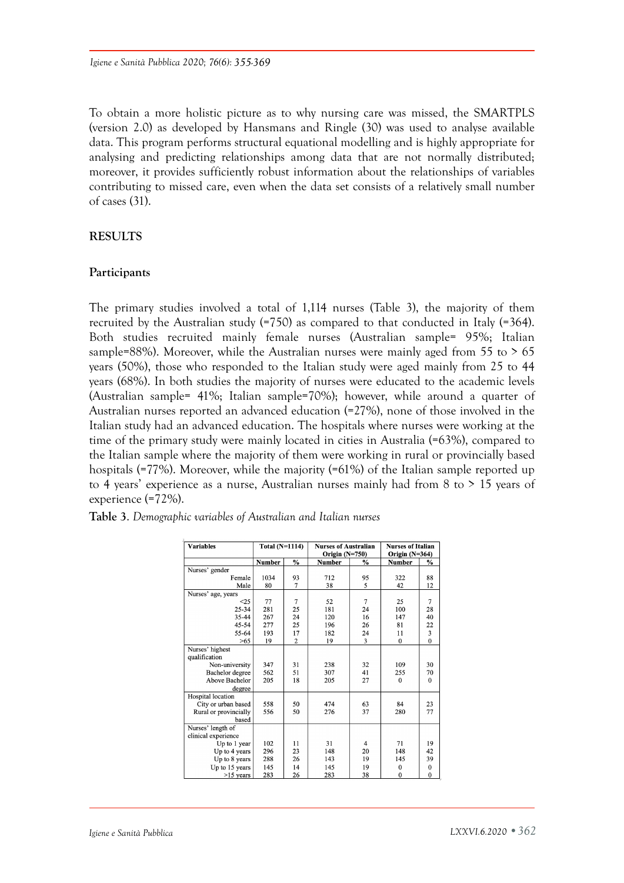To obtain a more holistic picture as to why nursing care was missed, the SMARTPLS (version 2.0) as developed by Hansmans and Ringle (30) was used to analyse available data. This program performs structural equational modelling and is highly appropriate for analysing and predicting relationships among data that are not normally distributed; moreover, it provides sufficiently robust information about the relationships of variables contributing to missed care, even when the data set consists of a relatively small number of cases (31).

## RESULTS

### Participants

The primary studies involved a total of 1,114 nurses (Table 3), the majority of them recruited by the Australian study (=750) as compared to that conducted in Italy (=364). Both studies recruited mainly female nurses (Australian sample= 95%; Italian sample=88%). Moreover, while the Australian nurses were mainly aged from 55 to > 65 years (50%), those who responded to the Italian study were aged mainly from 25 to 44 years (68%). In both studies the majority of nurses were educated to the academic levels (Australian sample= 41%; Italian sample=70%); however, while around a quarter of Australian nurses reported an advanced education (=27%), none of those involved in the Italian study had an advanced education. The hospitals where nurses were working at the time of the primary study were mainly located in cities in Australia (=63%), compared to the Italian sample where the majority of them were working in rural or provincially based hospitals (=77%). Moreover, while the majority (=61%) of the Italian sample reported up to 4 years' experience as a nurse, Australian nurses mainly had from 8 to > 15 years of experience (=72%).

**Table 3**. *Demographic variables of Australian and Italian nurses*

| Variables | Total (N=1114) | | Nurses of Australian Origin (N=750) | | Nurses of Italian Origin (N=364) | |
|---|---|---|---|---|---|---|
| | Number | % | Number | % | Number | % |
| Nurses' gender | | | | | | |
| Female | 1034 | 93 | 712 | 95 | 322 | 88 |
| Male | 80 | 7 | 38 | 5 | 42 | 12 |
| Nurses' age, years | | | | | | |
| <25 | 77 | 7 | 52 | 7 | 25 | 7 |
| 25-34 | 281 | 25 | 181 | 24 | 100 | 28 |
| 35-44 | 267 | 24 | 120 | 16 | 147 | 40 |
| 45-54 | 277 | 25 | 196 | 26 | 81 | 22 |
| 55-64 | 193 | 17 | 182 | 24 | 11 | 3 |
| >65 | 19 | 2 | 19 | 3 | 0 | 0 |
| Nurses' highest qualification | | | | | | |
| Non-university | 347 | 31 | 238 | 32 | 109 | 30 |
| Bachelor degree | 562 | 51 | 307 | 41 | 255 | 70 |
| Above Bachelor degree | 205 | 18 | 205 | 27 | 0 | 0 |
| Hospital location | | | | | | |
| City or urban based | 558 | 50 | 474 | 63 | 84 | 23 |
| Rural or provincially based | 556 | 50 | 276 | 37 | 280 | 77 |
| Nurses' length of clinical experience | | | | | | |
| Up to 1 year | 102 | 11 | 31 | 4 | 71 | 19 |
| Up to 4 years | 296 | 23 | 148 | 20 | 148 | 42 |
| Up to 8 years | 288 | 26 | 143 | 19 | 145 | 39 |
| Up to 15 years | 145 | 14 | 145 | 19 | 0 | 0 |
| >15 years | 283 | 26 | 283 | 38 | 0 | 0 |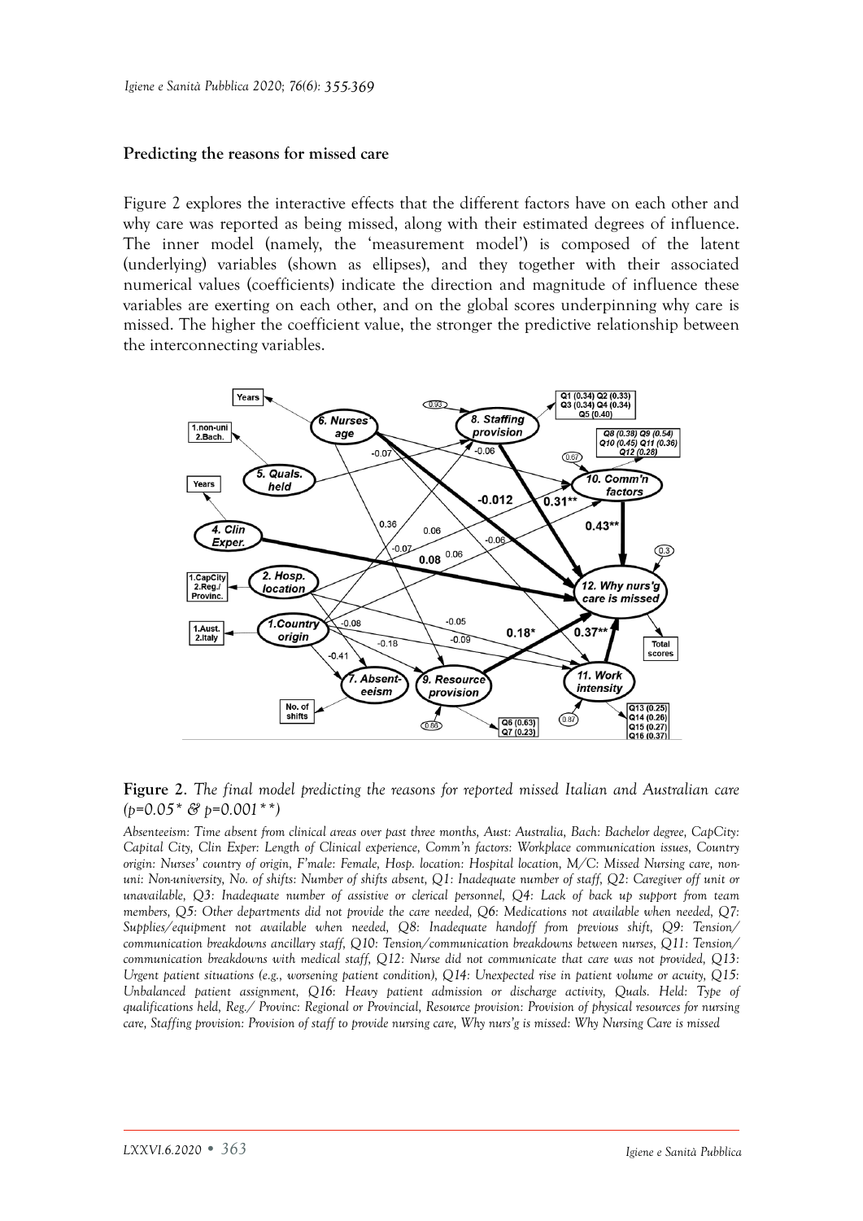## Predicting the reasons for missed care

Figure 2 explores the interactive effects that the different factors have on each other and why care was reported as being missed, along with their estimated degrees of influence. The inner model (namely, the 'measurement model') is composed of the latent (underlying) variables (shown as ellipses), and they together with their associated numerical values (coefficients) indicate the direction and magnitude of influence these variables are exerting on each other, and on the global scores underpinning why care is missed. The higher the coefficient value, the stronger the predictive relationship between the interconnecting variables.

**Figure 2.** *The final model predicting the reasons for reported missed Italian and Australian care (p=0.05\* & p=0.001\*\*)*

*Absenteeism: Time absent from clinical areas over past three months, Aust: Australia, Bach: Bachelor degree, CapCity: Capital City, Clin Exper: Length of Clinical experience, Comm'n factors: Workplace communication issues, Country origin: Nurses' country of origin, F'male: Female, Hosp. location: Hospital location, M/C: Missed Nursing care, non-uni: Non-university, No. of shifts: Number of shifts absent, Q1: Inadequate number of staff, Q2: Caregiver off unit or unavailable, Q3: Inadequate number of assistive or clerical personnel, Q4: Lack of back up support from team members, Q5: Other departments did not provide the care needed, Q6: Medications not available when needed, Q7: Supplies/equipment not available when needed, Q8: Inadequate handoff from previous shift, Q9: Tension/communication breakdowns ancillary staff, Q10: Tension/communication breakdowns between nurses, Q11: Tension/communication breakdowns with medical staff, Q12: Nurse did not communicate that care was not provided, Q13: Urgent patient situations (e.g., worsening patient condition), Q14: Unexpected rise in patient volume or acuity, Q15: Unbalanced patient assignment, Q16: Heavy patient admission or discharge activity, Quals. Held: Type of qualifications held, Reg./ Provinc: Regional or Provincial, Resource provision: Provision of physical resources for nursing care, Staffing provision: Provision of staff to provide nursing care, Why nurs'g is missed: Why Nursing Care is missed*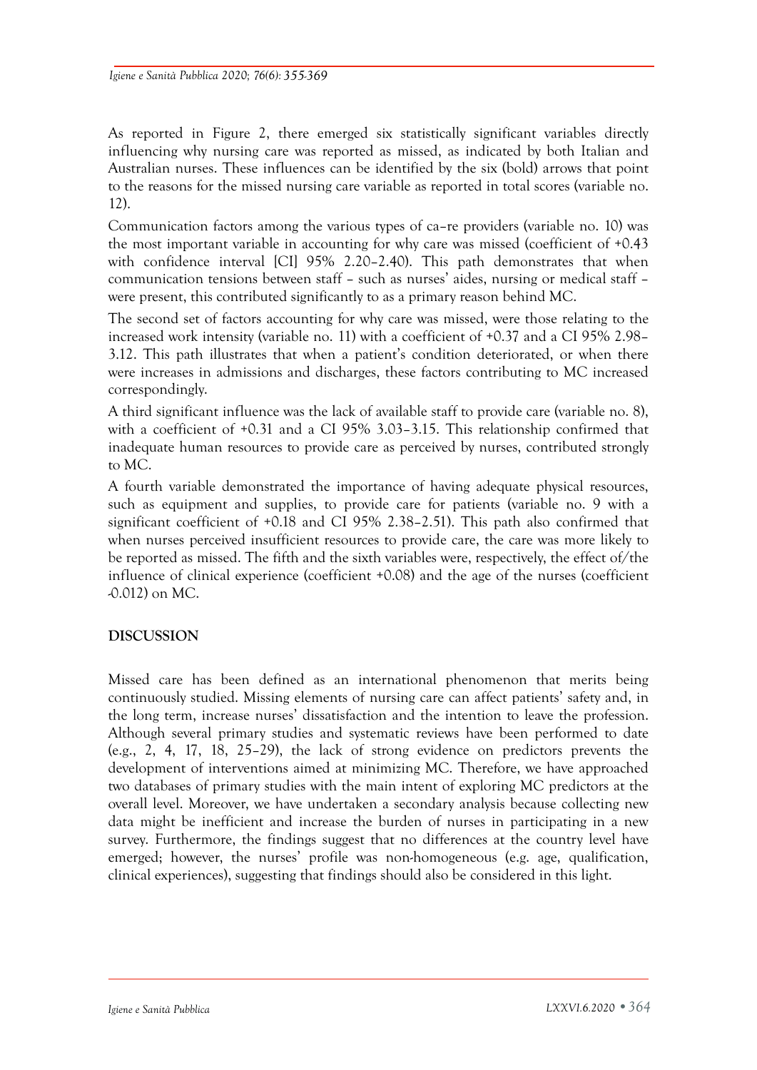As reported in Figure 2, there emerged six statistically significant variables directly influencing why nursing care was reported as missed, as indicated by both Italian and Australian nurses. These influences can be identified by the six (bold) arrows that point to the reasons for the missed nursing care variable as reported in total scores (variable no. 12).

Communication factors among the various types of ca–re providers (variable no. 10) was the most important variable in accounting for why care was missed (coefficient of +0.43 with confidence interval [CI] 95% 2.20–2.40). This path demonstrates that when communication tensions between staff – such as nurses' aides, nursing or medical staff – were present, this contributed significantly to as a primary reason behind MC.

The second set of factors accounting for why care was missed, were those relating to the increased work intensity (variable no. 11) with a coefficient of +0.37 and a CI 95% 2.98–3.12. This path illustrates that when a patient's condition deteriorated, or when there were increases in admissions and discharges, these factors contributing to MC increased correspondingly.

A third significant influence was the lack of available staff to provide care (variable no. 8), with a coefficient of +0.31 and a CI 95% 3.03–3.15. This relationship confirmed that inadequate human resources to provide care as perceived by nurses, contributed strongly to MC.

A fourth variable demonstrated the importance of having adequate physical resources, such as equipment and supplies, to provide care for patients (variable no. 9 with a significant coefficient of +0.18 and CI 95% 2.38–2.51). This path also confirmed that when nurses perceived insufficient resources to provide care, the care was more likely to be reported as missed. The fifth and the sixth variables were, respectively, the effect of/the influence of clinical experience (coefficient +0.08) and the age of the nurses (coefficient -0.012) on MC.

## DISCUSSION

Missed care has been defined as an international phenomenon that merits being continuously studied. Missing elements of nursing care can affect patients' safety and, in the long term, increase nurses' dissatisfaction and the intention to leave the profession. Although several primary studies and systematic reviews have been performed to date (e.g., 2, 4, 17, 18, 25–29), the lack of strong evidence on predictors prevents the development of interventions aimed at minimizing MC. Therefore, we have approached two databases of primary studies with the main intent of exploring MC predictors at the overall level. Moreover, we have undertaken a secondary analysis because collecting new data might be inefficient and increase the burden of nurses in participating in a new survey. Furthermore, the findings suggest that no differences at the country level have emerged; however, the nurses' profile was non-homogeneous (e.g. age, qualification, clinical experiences), suggesting that findings should also be considered in this light.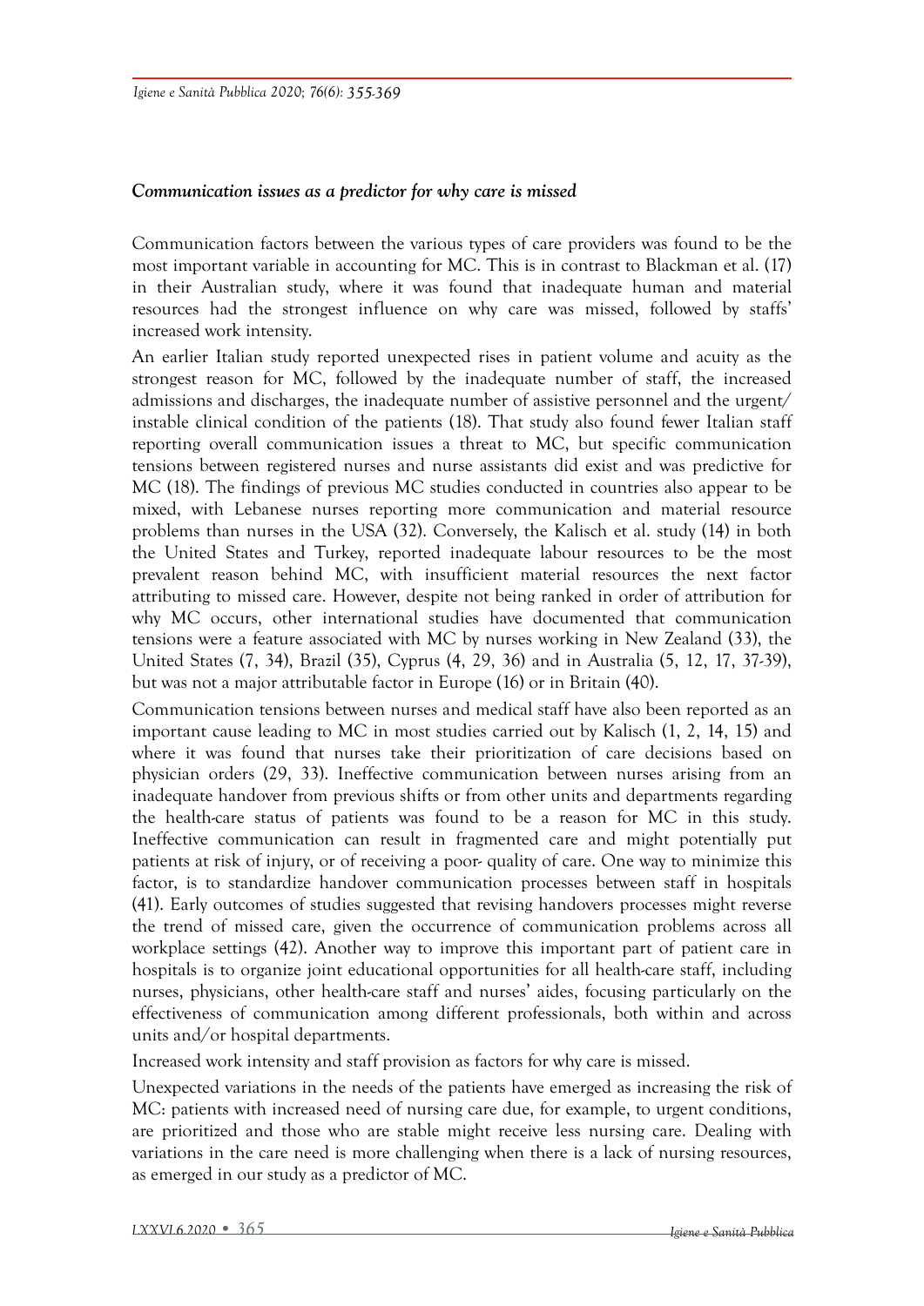### *Communication issues as a predictor for why care is missed*

Communication factors between the various types of care providers was found to be the most important variable in accounting for MC. This is in contrast to Blackman et al. (17) in their Australian study, where it was found that inadequate human and material resources had the strongest influence on why care was missed, followed by staffs' increased work intensity.

An earlier Italian study reported unexpected rises in patient volume and acuity as the strongest reason for MC, followed by the inadequate number of staff, the increased admissions and discharges, the inadequate number of assistive personnel and the urgent/instable clinical condition of the patients (18). That study also found fewer Italian staff reporting overall communication issues a threat to MC, but specific communication tensions between registered nurses and nurse assistants did exist and was predictive for MC (18). The findings of previous MC studies conducted in countries also appear to be mixed, with Lebanese nurses reporting more communication and material resource problems than nurses in the USA (32). Conversely, the Kalisch et al. study (14) in both the United States and Turkey, reported inadequate labour resources to be the most prevalent reason behind MC, with insufficient material resources the next factor attributing to missed care. However, despite not being ranked in order of attribution for why MC occurs, other international studies have documented that communication tensions were a feature associated with MC by nurses working in New Zealand (33), the United States (7, 34), Brazil (35), Cyprus (4, 29, 36) and in Australia (5, 12, 17, 37-39), but was not a major attributable factor in Europe (16) or in Britain (40).

Communication tensions between nurses and medical staff have also been reported as an important cause leading to MC in most studies carried out by Kalisch (1, 2, 14, 15) and where it was found that nurses take their prioritization of care decisions based on physician orders (29, 33). Ineffective communication between nurses arising from an inadequate handover from previous shifts or from other units and departments regarding the health-care status of patients was found to be a reason for MC in this study. Ineffective communication can result in fragmented care and might potentially put patients at risk of injury, or of receiving a poor- quality of care. One way to minimize this factor, is to standardize handover communication processes between staff in hospitals (41). Early outcomes of studies suggested that revising handovers processes might reverse the trend of missed care, given the occurrence of communication problems across all workplace settings (42). Another way to improve this important part of patient care in hospitals is to organize joint educational opportunities for all health-care staff, including nurses, physicians, other health-care staff and nurses' aides, focusing particularly on the effectiveness of communication among different professionals, both within and across units and/or hospital departments.

Increased work intensity and staff provision as factors for why care is missed.

Unexpected variations in the needs of the patients have emerged as increasing the risk of MC: patients with increased need of nursing care due, for example, to urgent conditions, are prioritized and those who are stable might receive less nursing care. Dealing with variations in the care need is more challenging when there is a lack of nursing resources, as emerged in our study as a predictor of MC.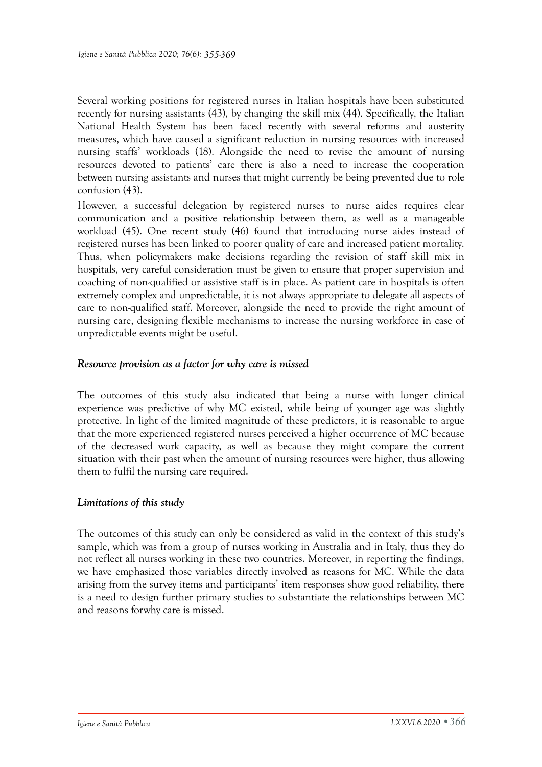Several working positions for registered nurses in Italian hospitals have been substituted recently for nursing assistants (43), by changing the skill mix (44). Specifically, the Italian National Health System has been faced recently with several reforms and austerity measures, which have caused a significant reduction in nursing resources with increased nursing staffs' workloads (18). Alongside the need to revise the amount of nursing resources devoted to patients' care there is also a need to increase the cooperation between nursing assistants and nurses that might currently be being prevented due to role confusion (43).

However, a successful delegation by registered nurses to nurse aides requires clear communication and a positive relationship between them, as well as a manageable workload (45). One recent study (46) found that introducing nurse aides instead of registered nurses has been linked to poorer quality of care and increased patient mortality. Thus, when policymakers make decisions regarding the revision of staff skill mix in hospitals, very careful consideration must be given to ensure that proper supervision and coaching of non-qualified or assistive staff is in place. As patient care in hospitals is often extremely complex and unpredictable, it is not always appropriate to delegate all aspects of care to non-qualified staff. Moreover, alongside the need to provide the right amount of nursing care, designing flexible mechanisms to increase the nursing workforce in case of unpredictable events might be useful.

### *Resource provision as a factor for why care is missed*

The outcomes of this study also indicated that being a nurse with longer clinical experience was predictive of why MC existed, while being of younger age was slightly protective. In light of the limited magnitude of these predictors, it is reasonable to argue that the more experienced registered nurses perceived a higher occurrence of MC because of the decreased work capacity, as well as because they might compare the current situation with their past when the amount of nursing resources were higher, thus allowing them to fulfil the nursing care required.

### *Limitations of this study*

The outcomes of this study can only be considered as valid in the context of this study's sample, which was from a group of nurses working in Australia and in Italy, thus they do not reflect all nurses working in these two countries. Moreover, in reporting the findings, we have emphasized those variables directly involved as reasons for MC. While the data arising from the survey items and participants' item responses show good reliability, there is a need to design further primary studies to substantiate the relationships between MC and reasons forwhy care is missed.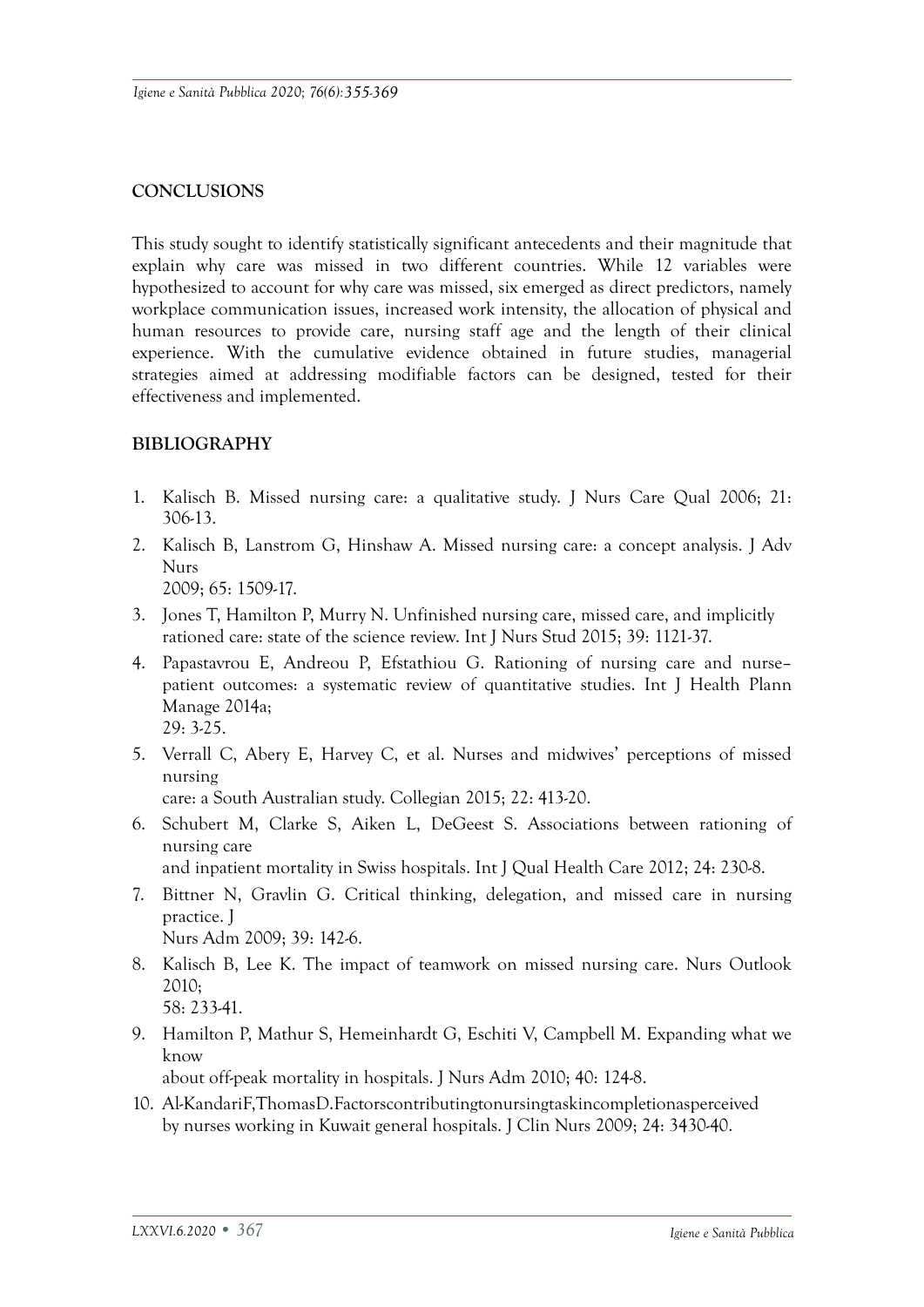## CONCLUSIONS

This study sought to identify statistically significant antecedents and their magnitude that explain why care was missed in two different countries. While 12 variables were hypothesized to account for why care was missed, six emerged as direct predictors, namely workplace communication issues, increased work intensity, the allocation of physical and human resources to provide care, nursing staff age and the length of their clinical experience. With the cumulative evidence obtained in future studies, managerial strategies aimed at addressing modifiable factors can be designed, tested for their effectiveness and implemented.

## BIBLIOGRAPHY

1. Kalisch B. Missed nursing care: a qualitative study. J Nurs Care Qual 2006; 21: 306-13.
2. Kalisch B, Lanstrom G, Hinshaw A. Missed nursing care: a concept analysis. J Adv Nurs 2009; 65: 1509-17.
3. Jones T, Hamilton P, Murry N. Unfinished nursing care, missed care, and implicitly rationed care: state of the science review. Int J Nurs Stud 2015; 39: 1121-37.
4. Papastavrou E, Andreou P, Efstathiou G. Rationing of nursing care and nurse–patient outcomes: a systematic review of quantitative studies. Int J Health Plann Manage 2014a; 29: 3-25.
5. Verrall C, Abery E, Harvey C, et al. Nurses and midwives' perceptions of missed nursing care: a South Australian study. Collegian 2015; 22: 413-20.
6. Schubert M, Clarke S, Aiken L, DeGeest S. Associations between rationing of nursing care and inpatient mortality in Swiss hospitals. Int J Qual Health Care 2012; 24: 230-8.
7. Bittner N, Gravlin G. Critical thinking, delegation, and missed care in nursing practice. J Nurs Adm 2009; 39: 142-6.
8. Kalisch B, Lee K. The impact of teamwork on missed nursing care. Nurs Outlook 2010; 58: 233-41.
9. Hamilton P, Mathur S, Hemeinhardt G, Eschiti V, Campbell M. Expanding what we know about off-peak mortality in hospitals. J Nurs Adm 2010; 40: 124-8.
10. Al-KandariF,ThomasD.Factorscontributingtonursingtaskincompletionasperceived by nurses working in Kuwait general hospitals. J Clin Nurs 2009; 24: 3430-40.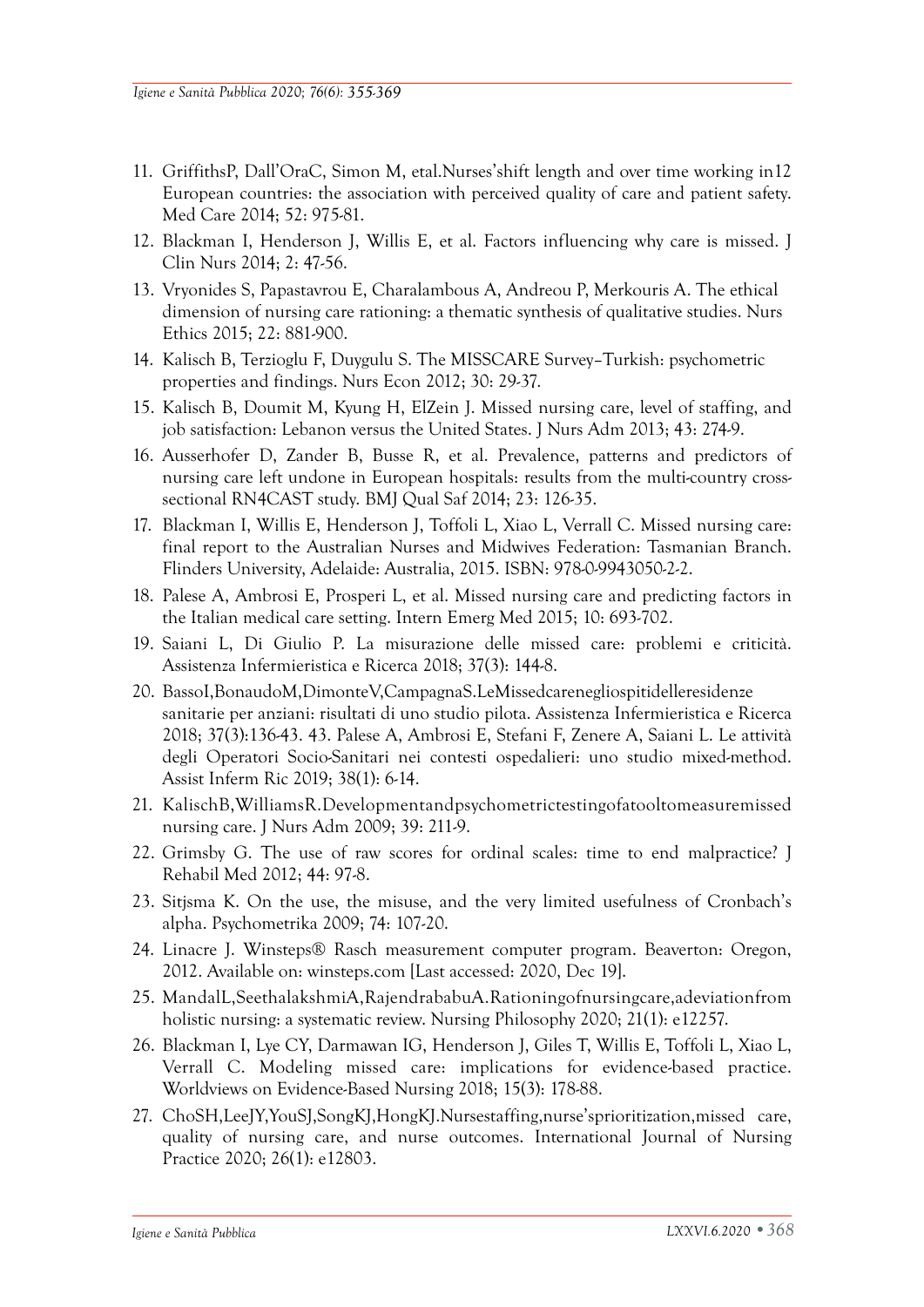11. GriffithsP, Dall'OraC, Simon M, etal.Nurses'shift length and over time working in12 European countries: the association with perceived quality of care and patient safety. Med Care 2014; 52: 975-81.
12. Blackman I, Henderson J, Willis E, et al. Factors influencing why care is missed. J Clin Nurs 2014; 2: 47-56.
13. Vryonides S, Papastavrou E, Charalambous A, Andreou P, Merkouris A. The ethical dimension of nursing care rationing: a thematic synthesis of qualitative studies. Nurs Ethics 2015; 22: 881-900.
14. Kalisch B, Terzioglu F, Duygulu S. The MISSCARE Survey–Turkish: psychometric properties and findings. Nurs Econ 2012; 30: 29-37.
15. Kalisch B, Doumit M, Kyung H, ElZein J. Missed nursing care, level of staffing, and job satisfaction: Lebanon versus the United States. J Nurs Adm 2013; 43: 274-9.
16. Ausserhofer D, Zander B, Busse R, et al. Prevalence, patterns and predictors of nursing care left undone in European hospitals: results from the multi-country cross-sectional RN4CAST study. BMJ Qual Saf 2014; 23: 126-35.
17. Blackman I, Willis E, Henderson J, Toffoli L, Xiao L, Verrall C. Missed nursing care: final report to the Australian Nurses and Midwives Federation: Tasmanian Branch. Flinders University, Adelaide: Australia, 2015. ISBN: 978-0-9943050-2-2.
18. Palese A, Ambrosi E, Prosperi L, et al. Missed nursing care and predicting factors in the Italian medical care setting. Intern Emerg Med 2015; 10: 693-702.
19. Saiani L, Di Giulio P. La misurazione delle missed care: problemi e criticità. Assistenza Infermieristica e Ricerca 2018; 37(3): 144-8.
20. BassoI,BonaudoM,DimonteV,CampagnaS.LeMissedcarenegliospitidelleresidenze sanitarie per anziani: risultati di uno studio pilota. Assistenza Infermieristica e Ricerca 2018; 37(3):136-43. 43. Palese A, Ambrosi E, Stefani F, Zenere A, Saiani L. Le attività degli Operatori Socio-Sanitari nei contesti ospedalieri: uno studio mixed-method. Assist Inferm Ric 2019; 38(1): 6-14.
21. KalischB,WilliamsR.Developmentandpsychometrictestingofatooltomeasuremissed nursing care. J Nurs Adm 2009; 39: 211-9.
22. Grimsby G. The use of raw scores for ordinal scales: time to end malpractice? J Rehabil Med 2012; 44: 97-8.
23. Sitjsma K. On the use, the misuse, and the very limited usefulness of Cronbach's alpha. Psychometrika 2009; 74: 107-20.
24. Linacre J. Winsteps® Rasch measurement computer program. Beaverton: Oregon, 2012. Available on: winsteps.com [Last accessed: 2020, Dec 19].
25. MandalL,SeethalakshmiA,RajendrababuA.Rationingofnursingcare,adeviationfrom holistic nursing: a systematic review. Nursing Philosophy 2020; 21(1): e12257.
26. Blackman I, Lye CY, Darmawan IG, Henderson J, Giles T, Willis E, Toffoli L, Xiao L, Verrall C. Modeling missed care: implications for evidence-based practice. Worldviews on Evidence-Based Nursing 2018; 15(3): 178-88.
27. ChoSH,LeeJY,YouSJ,SongKJ,HongKJ.Nursestaffing,nurse'sprioritization,missed care, quality of nursing care, and nurse outcomes. International Journal of Nursing Practice 2020; 26(1): e12803.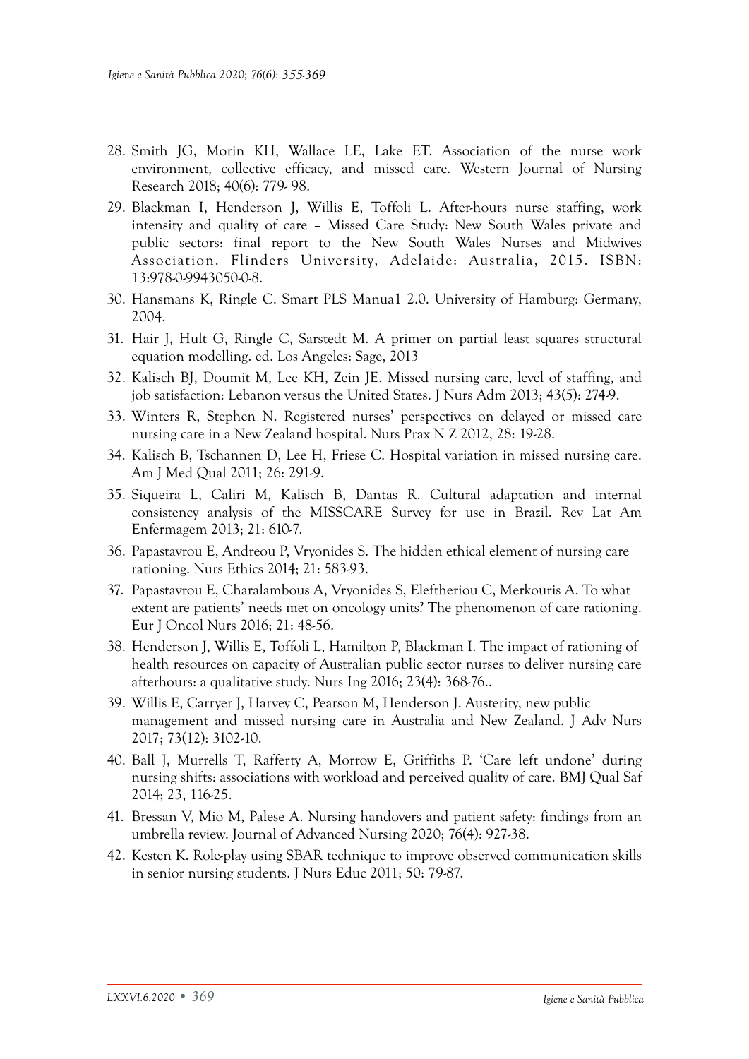28. Smith JG, Morin KH, Wallace LE, Lake ET. Association of the nurse work environment, collective efficacy, and missed care. Western Journal of Nursing Research 2018; 40(6): 779- 98.
29. Blackman I, Henderson J, Willis E, Toffoli L. After-hours nurse staffing, work intensity and quality of care – Missed Care Study: New South Wales private and public sectors: final report to the New South Wales Nurses and Midwives Association. Flinders University, Adelaide: Australia, 2015. ISBN: 13:978-0-9943050-0-8.
30. Hansmans K, Ringle C. Smart PLS Manua1 2.0. University of Hamburg: Germany, 2004.
31. Hair J, Hult G, Ringle C, Sarstedt M. A primer on partial least squares structural equation modelling. ed. Los Angeles: Sage, 2013
32. Kalisch BJ, Doumit M, Lee KH, Zein JE. Missed nursing care, level of staffing, and job satisfaction: Lebanon versus the United States. J Nurs Adm 2013; 43(5): 274-9.
33. Winters R, Stephen N. Registered nurses' perspectives on delayed or missed care nursing care in a New Zealand hospital. Nurs Prax N Z 2012, 28: 19-28.
34. Kalisch B, Tschannen D, Lee H, Friese C. Hospital variation in missed nursing care. Am J Med Qual 2011; 26: 291-9.
35. Siqueira L, Caliri M, Kalisch B, Dantas R. Cultural adaptation and internal consistency analysis of the MISSCARE Survey for use in Brazil. Rev Lat Am Enfermagem 2013; 21: 610-7.
36. Papastavrou E, Andreou P, Vryonides S. The hidden ethical element of nursing care rationing. Nurs Ethics 2014; 21: 583-93.
37. Papastavrou E, Charalambous A, Vryonides S, Eleftheriou C, Merkouris A. To what extent are patients' needs met on oncology units? The phenomenon of care rationing. Eur J Oncol Nurs 2016; 21: 48-56.
38. Henderson J, Willis E, Toffoli L, Hamilton P, Blackman I. The impact of rationing of health resources on capacity of Australian public sector nurses to deliver nursing care afterhours: a qualitative study. Nurs Ing 2016; 23(4): 368-76..
39. Willis E, Carryer J, Harvey C, Pearson M, Henderson J. Austerity, new public management and missed nursing care in Australia and New Zealand. J Adv Nurs 2017; 73(12): 3102-10.
40. Ball J, Murrells T, Rafferty A, Morrow E, Griffiths P. 'Care left undone' during nursing shifts: associations with workload and perceived quality of care. BMJ Qual Saf 2014; 23, 116-25.
41. Bressan V, Mio M, Palese A. Nursing handovers and patient safety: findings from an umbrella review. Journal of Advanced Nursing 2020; 76(4): 927-38.
42. Kesten K. Role-play using SBAR technique to improve observed communication skills in senior nursing students. J Nurs Educ 2011; 50: 79-87.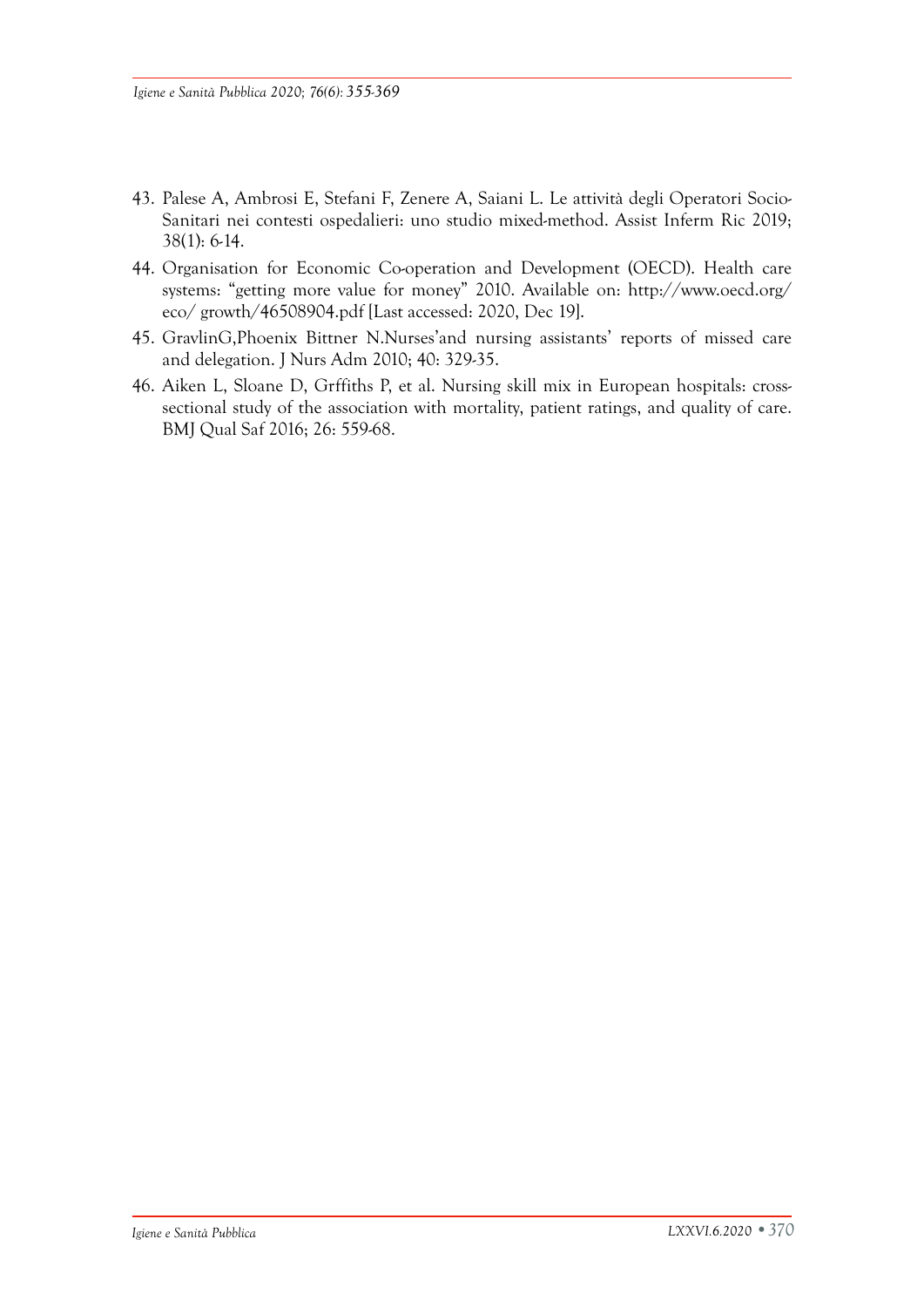43. Palese A, Ambrosi E, Stefani F, Zenere A, Saiani L. Le attività degli Operatori Socio-Sanitari nei contesti ospedalieri: uno studio mixed-method. Assist Inferm Ric 2019; 38(1): 6-14.
44. Organisation for Economic Co-operation and Development (OECD). Health care systems: "getting more value for money" 2010. Available on: http://www.oecd.org/eco/ growth/46508904.pdf [Last accessed: 2020, Dec 19].
45. GravlinG,Phoenix Bittner N.Nurses'and nursing assistants' reports of missed care and delegation. J Nurs Adm 2010; 40: 329-35.
46. Aiken L, Sloane D, Grffiths P, et al. Nursing skill mix in European hospitals: cross-sectional study of the association with mortality, patient ratings, and quality of care. BMJ Qual Saf 2016; 26: 559-68.